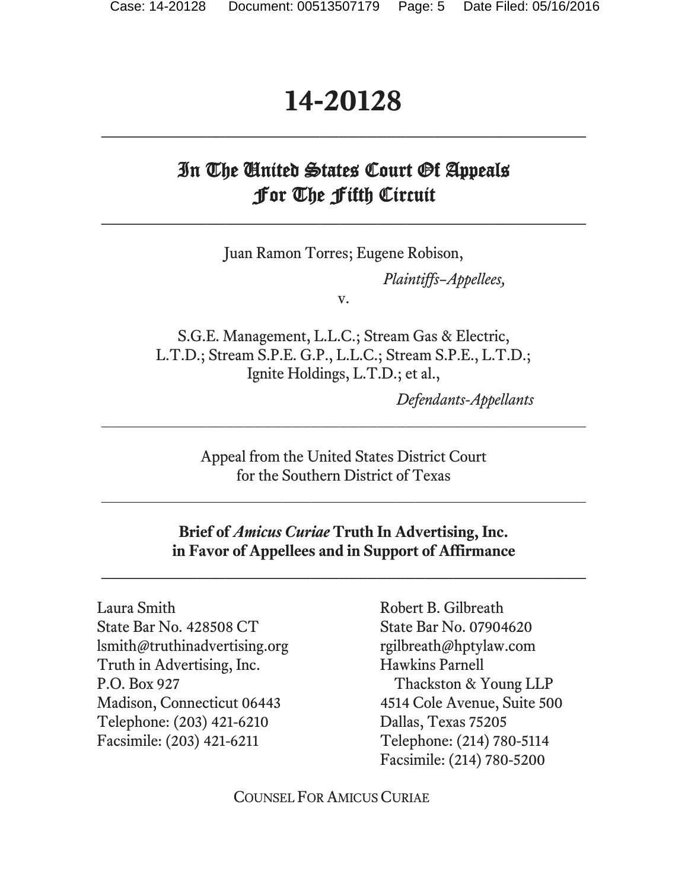# 14-20128

## In The United States Court Of Appeals For The Fifth Circuit

Juan Ramon Torres; Eugene Robison,

*Plaintiffs–Appellees,*

v.

S.G.E. Management, L.L.C.; Stream Gas & Electric, L.T.D.; Stream S.P.E. G.P., L.L.C.; Stream S.P.E., L.T.D.; Ignite Holdings, L.T.D.; et al.,

*Defendants-Appellants*

Appeal from the United States District Court for the Southern District of Texas

**Brief of *Amicus Curiae* Truth In Advertising, Inc. in Favor of Appellees and in Support of Affirmance**

Laura Smith
State Bar No. 428508 CT
lsmith@truthinadvertising.org
Truth in Advertising, Inc.
P.O. Box 927
Madison, Connecticut 06443
Telephone: (203) 421-6210
Facsimile: (203) 421-6211

Robert B. Gilbreath
State Bar No. 07904620
rgilbreath@hptylaw.com
Hawkins Parnell Thackston & Young LLP
4514 Cole Avenue, Suite 500
Dallas, Texas 75205
Telephone: (214) 780-5114
Facsimile: (214) 780-5200

COUNSEL FOR AMICUS CURIAE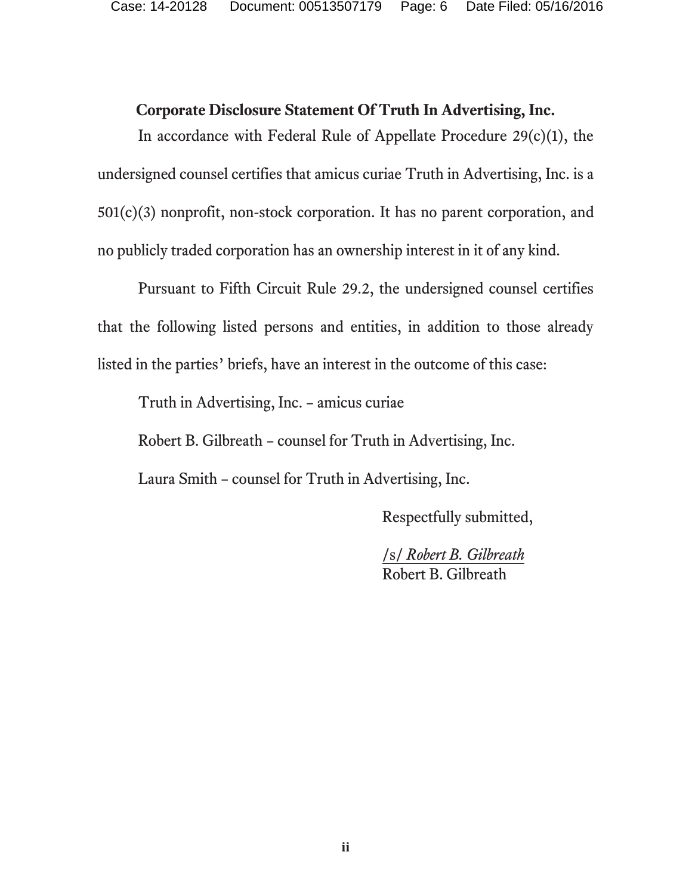**Corporate Disclosure Statement Of Truth In Advertising, Inc.**

In accordance with Federal Rule of Appellate Procedure 29(c)(1), the undersigned counsel certifies that amicus curiae Truth in Advertising, Inc. is a 501(c)(3) nonprofit, non-stock corporation. It has no parent corporation, and no publicly traded corporation has an ownership interest in it of any kind.

Pursuant to Fifth Circuit Rule 29.2, the undersigned counsel certifies that the following listed persons and entities, in addition to those already listed in the parties' briefs, have an interest in the outcome of this case:

Truth in Advertising, Inc. – amicus curiae

Robert B. Gilbreath – counsel for Truth in Advertising, Inc.

Laura Smith – counsel for Truth in Advertising, Inc.

Respectfully submitted,

/s/ *Robert B. Gilbreath*
Robert B. Gilbreath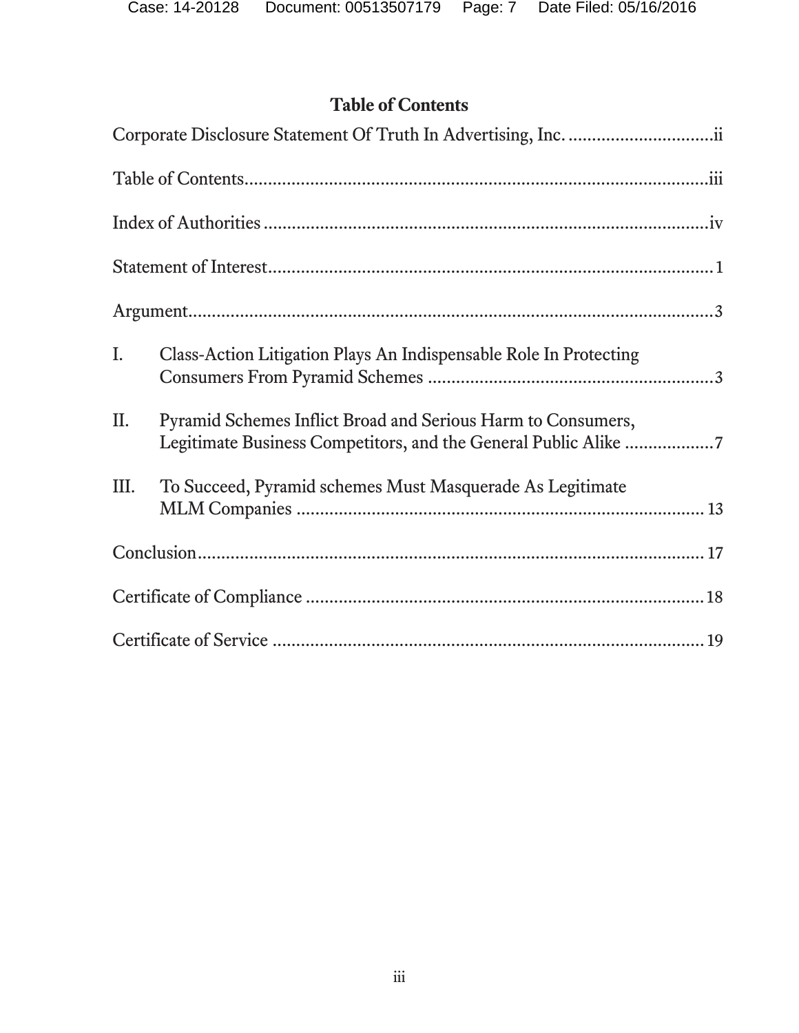# Table of Contents

Corporate Disclosure Statement Of Truth In Advertising, Inc. ............................... ii

Table of Contents .................................................................................................. iii

Index of Authorities .............................................................................................. iv

Statement of Interest .............................................................................................. 1

Argument ............................................................................................................... 3

I. Class-Action Litigation Plays An Indispensable Role In Protecting Consumers From Pyramid Schemes ............................................................ 3

II. Pyramid Schemes Inflict Broad and Serious Harm to Consumers, Legitimate Business Competitors, and the General Public Alike ................... 7

III. To Succeed, Pyramid schemes Must Masquerade As Legitimate MLM Companies ....................................................................................... 13

Conclusion ........................................................................................................... 17

Certificate of Compliance .................................................................................... 18

Certificate of Service ............................................................................................ 19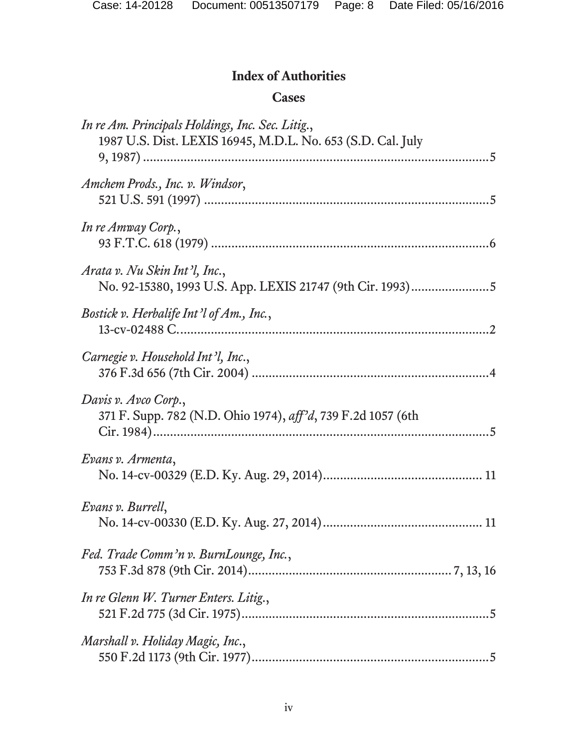## Index of Authorities

### Cases

*In re Am. Principals Holdings, Inc. Sec. Litig.*,
1987 U.S. Dist. LEXIS 16945, M.D.L. No. 653 (S.D. Cal. July 9, 1987) ..................................................................................................5

*Amchem Prods., Inc. v. Windsor*,
521 U.S. 591 (1997) ....................................................................................5

*In re Amway Corp.*,
93 F.T.C. 618 (1979) ..................................................................................6

*Arata v. Nu Skin Int'l, Inc.*,
No. 92-15380, 1993 U.S. App. LEXIS 21747 (9th Cir. 1993).......................5

*Bostick v. Herbalife Int'l of Am., Inc.*,
13-cv-02488 C............................................................................................2

*Carnegie v. Household Int'l, Inc.*,
376 F.3d 656 (7th Cir. 2004) ......................................................................4

*Davis v. Avco Corp.*,
371 F. Supp. 782 (N.D. Ohio 1974), *aff'd*, 739 F.2d 1057 (6th Cir. 1984)....................................................................................................5

*Evans v. Armenta*,
No. 14-cv-00329 (E.D. Ky. Aug. 29, 2014)............................................... 11

*Evans v. Burrell*,
No. 14-cv-00330 (E.D. Ky. Aug. 27, 2014)............................................... 11

*Fed. Trade Comm'n v. BurnLounge, Inc.*,
753 F.3d 878 (9th Cir. 2014)........................................................... 7, 13, 16

*In re Glenn W. Turner Enters. Litig.*,
521 F.2d 775 (3d Cir. 1975)........................................................................5

*Marshall v. Holiday Magic, Inc.*,
550 F.2d 1173 (9th Cir. 1977)......................................................................5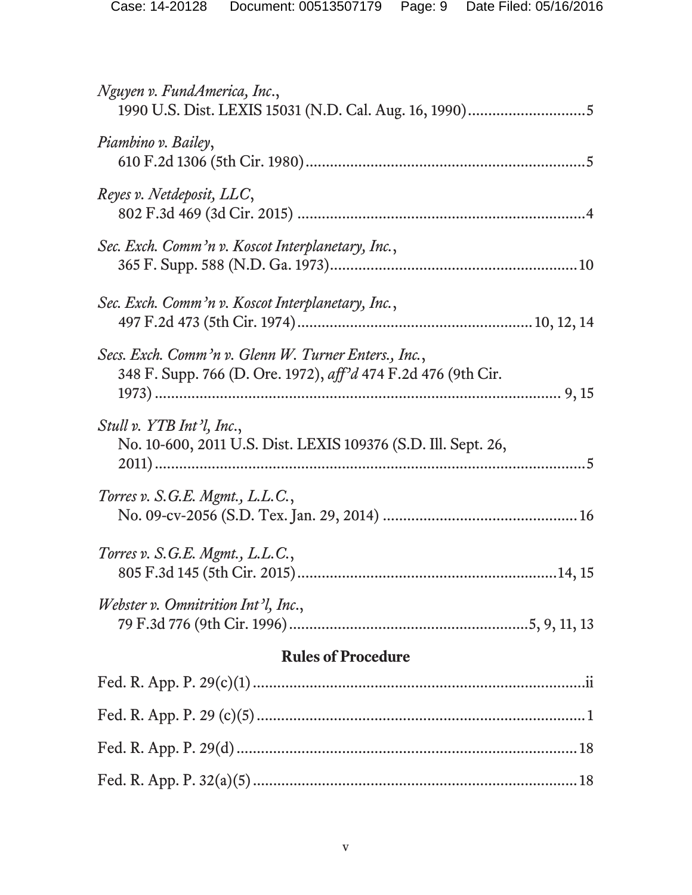*Nguyen v. FundAmerica, Inc.*,
1990 U.S. Dist. LEXIS 15031 (N.D. Cal. Aug. 16, 1990)............................5

*Piambino v. Bailey*,
610 F.2d 1306 (5th Cir. 1980).....................................................................5

*Reyes v. Netdeposit, LLC*,
802 F.3d 469 (3d Cir. 2015) .......................................................................4

*Sec. Exch. Comm'n v. Koscot Interplanetary, Inc.*,
365 F. Supp. 588 (N.D. Ga. 1973).............................................................10

*Sec. Exch. Comm'n v. Koscot Interplanetary, Inc.*,
497 F.2d 473 (5th Cir. 1974).........................................................10, 12, 14

*Secs. Exch. Comm'n v. Glenn W. Turner Enters., Inc.*,
348 F. Supp. 766 (D. Ore. 1972), *aff'd* 474 F.2d 476 (9th Cir. 1973) ........................................................................................... 9, 15

*Stull v. YTB Int'l, Inc.*,
No. 10-600, 2011 U.S. Dist. LEXIS 109376 (S.D. Ill. Sept. 26, 2011)...........................................................................................................5

*Torres v. S.G.E. Mgmt., L.L.C.*,
No. 09-cv-2056 (S.D. Tex. Jan. 29, 2014) ...............................................16

*Torres v. S.G.E. Mgmt., L.L.C.*,
805 F.3d 145 (5th Cir. 2015)................................................................14, 15

*Webster v. Omnitrition Int'l, Inc.*,
79 F.3d 776 (9th Cir. 1996)..........................................................5, 9, 11, 13

## Rules of Procedure

Fed. R. App. P. 29(c)(1).................................................................................ii

Fed. R. App. P. 29 (c)(5)................................................................................1

Fed. R. App. P. 29(d)....................................................................................18

Fed. R. App. P. 32(a)(5)...............................................................................18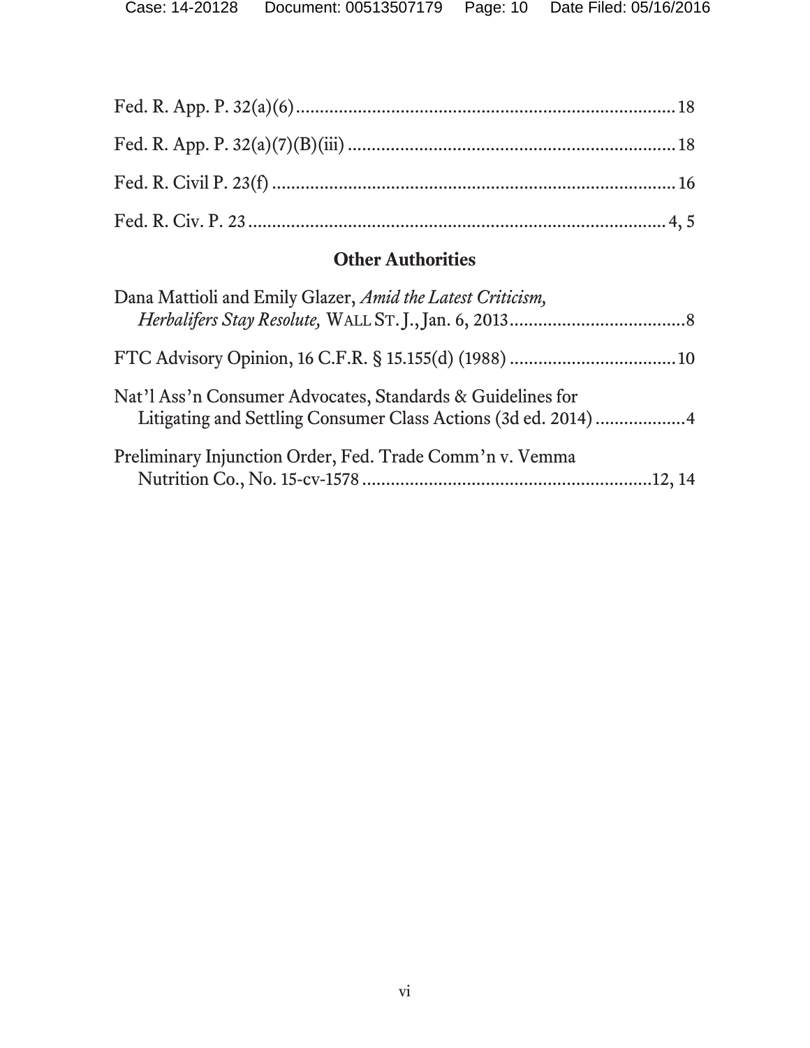Fed. R. App. P. 32(a)(6) ........................................................................ 18

Fed. R. App. P. 32(a)(7)(B)(iii) ............................................................. 18

Fed. R. Civil P. 23(f) ............................................................................. 16

Fed. R. Civ. P. 23 .................................................................................. 4, 5

## Other Authorities

Dana Mattioli and Emily Glazer, *Amid the Latest Criticism, Herbalifers Stay Resolute,* WALL ST. J., Jan. 6, 2013 ........................................ 8

FTC Advisory Opinion, 16 C.F.R. § 15.155(d) (1988) ................................... 10

Nat'l Ass'n Consumer Advocates, Standards & Guidelines for Litigating and Settling Consumer Class Actions (3d ed. 2014) .................. 4

Preliminary Injunction Order, Fed. Trade Comm'n v. Vemma Nutrition Co., No. 15-cv-1578 ............................................................ 12, 14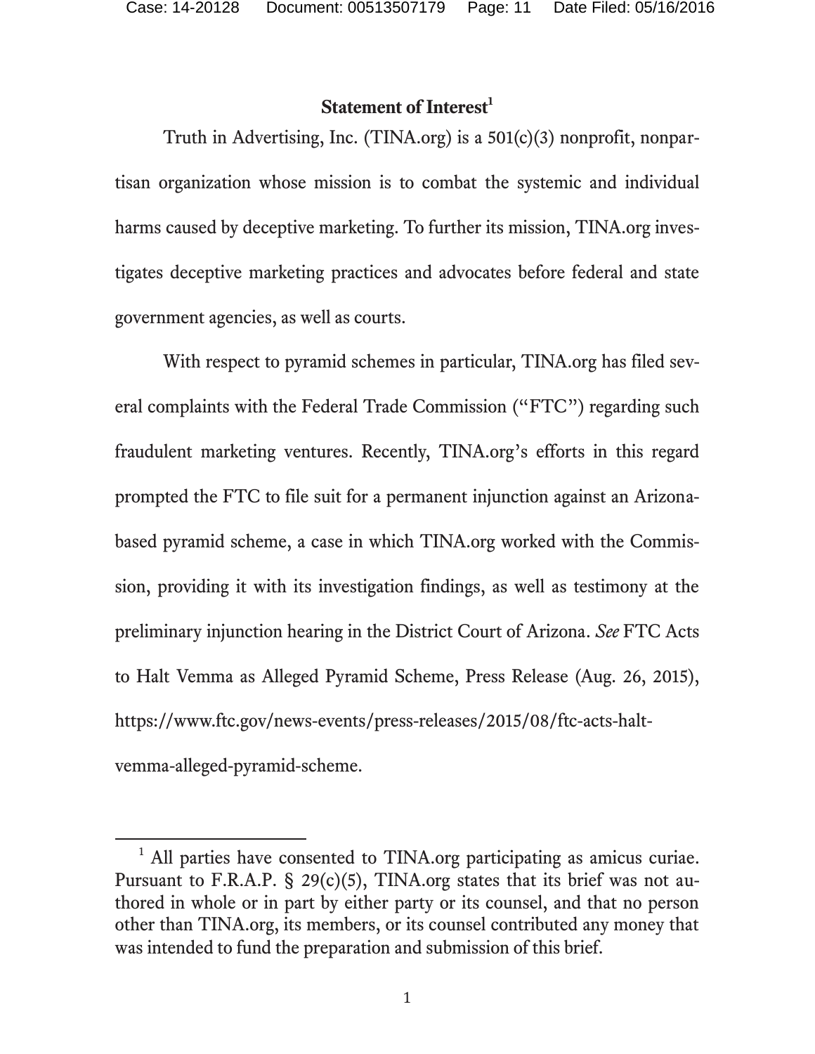## Statement of Interest[1]

Truth in Advertising, Inc. (TINA.org) is a 501(c)(3) nonprofit, nonpartisan organization whose mission is to combat the systemic and individual harms caused by deceptive marketing. To further its mission, TINA.org investigates deceptive marketing practices and advocates before federal and state government agencies, as well as courts.

With respect to pyramid schemes in particular, TINA.org has filed several complaints with the Federal Trade Commission ("FTC") regarding such fraudulent marketing ventures. Recently, TINA.org's efforts in this regard prompted the FTC to file suit for a permanent injunction against an Arizona-based pyramid scheme, a case in which TINA.org worked with the Commission, providing it with its investigation findings, as well as testimony at the preliminary injunction hearing in the District Court of Arizona. *See* FTC Acts to Halt Vemma as Alleged Pyramid Scheme, Press Release (Aug. 26, 2015), https://www.ftc.gov/news-events/press-releases/2015/08/ftc-acts-halt-vemma-alleged-pyramid-scheme.

---

[1] All parties have consented to TINA.org participating as amicus curiae. Pursuant to F.R.A.P. § 29(c)(5), TINA.org states that its brief was not authored in whole or in part by either party or its counsel, and that no person other than TINA.org, its members, or its counsel contributed any money that was intended to fund the preparation and submission of this brief.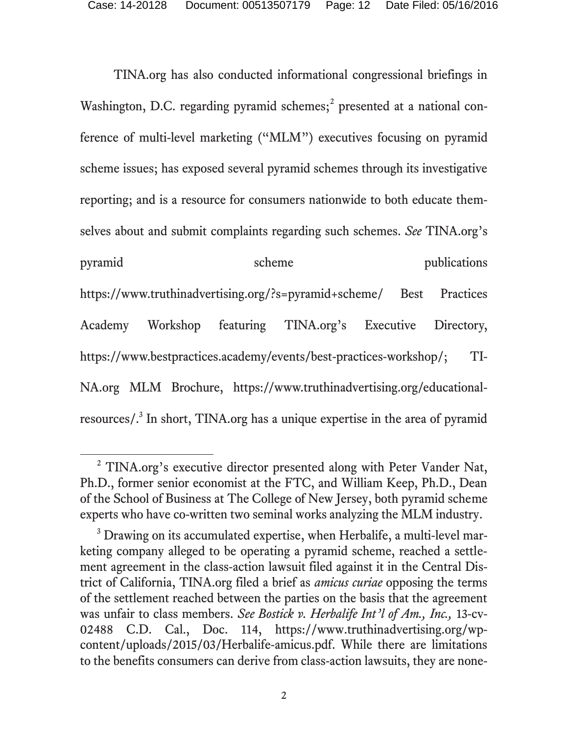TINA.org has also conducted informational congressional briefings in Washington, D.C. regarding pyramid schemes;[2] presented at a national conference of multi-level marketing ("MLM") executives focusing on pyramid scheme issues; has exposed several pyramid schemes through its investigative reporting; and is a resource for consumers nationwide to both educate themselves about and submit complaints regarding such schemes. *See* TINA.org's pyramid scheme publications https://www.truthinadvertising.org/?s=pyramid+scheme/ Best Practices Academy Workshop featuring TINA.org's Executive Directory, https://www.bestpractices.academy/events/best-practices-workshop/; TINA.org MLM Brochure, https://www.truthinadvertising.org/educational-resources/.[3] In short, TINA.org has a unique expertise in the area of pyramid

[2] TINA.org's executive director presented along with Peter Vander Nat, Ph.D., former senior economist at the FTC, and William Keep, Ph.D., Dean of the School of Business at The College of New Jersey, both pyramid scheme experts who have co-written two seminal works analyzing the MLM industry.

[3] Drawing on its accumulated expertise, when Herbalife, a multi-level marketing company alleged to be operating a pyramid scheme, reached a settlement agreement in the class-action lawsuit filed against it in the Central District of California, TINA.org filed a brief as *amicus curiae* opposing the terms of the settlement reached between the parties on the basis that the agreement was unfair to class members. *See Bostick v. Herbalife Int'l of Am., Inc.,* 13-cv-02488 C.D. Cal., Doc. 114, https://www.truthinadvertising.org/wp-content/uploads/2015/03/Herbalife-amicus.pdf. While there are limitations to the benefits consumers can derive from class-action lawsuits, they are none-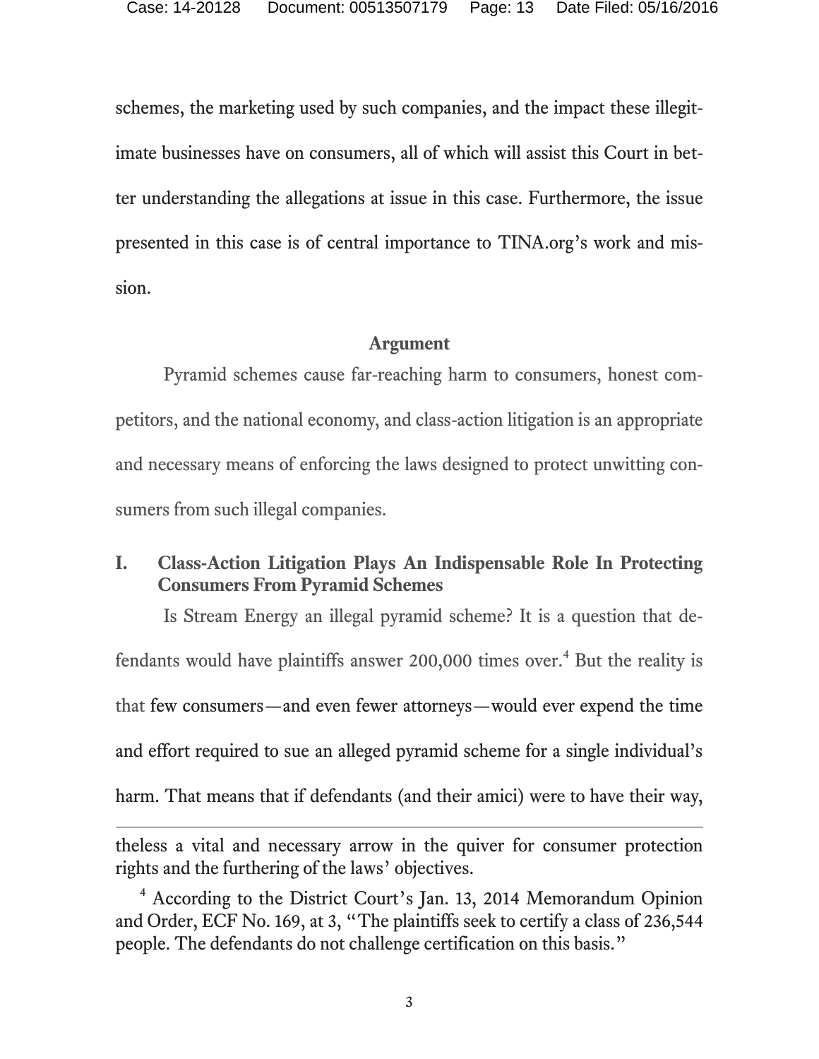schemes, the marketing used by such companies, and the impact these illegitimate businesses have on consumers, all of which will assist this Court in better understanding the allegations at issue in this case. Furthermore, the issue presented in this case is of central importance to TINA.org's work and mission.

## Argument

Pyramid schemes cause far-reaching harm to consumers, honest competitors, and the national economy, and class-action litigation is an appropriate and necessary means of enforcing the laws designed to protect unwitting consumers from such illegal companies.

### I. Class-Action Litigation Plays An Indispensable Role In Protecting Consumers From Pyramid Schemes

Is Stream Energy an illegal pyramid scheme? It is a question that defendants would have plaintiffs answer 200,000 times over.[4] But the reality is that few consumers—and even fewer attorneys—would ever expend the time and effort required to sue an alleged pyramid scheme for a single individual's harm. That means that if defendants (and their amici) were to have their way,

---

theless a vital and necessary arrow in the quiver for consumer protection rights and the furthering of the laws' objectives.

[4] According to the District Court's Jan. 13, 2014 Memorandum Opinion and Order, ECF No. 169, at 3, "The plaintiffs seek to certify a class of 236,544 people. The defendants do not challenge certification on this basis."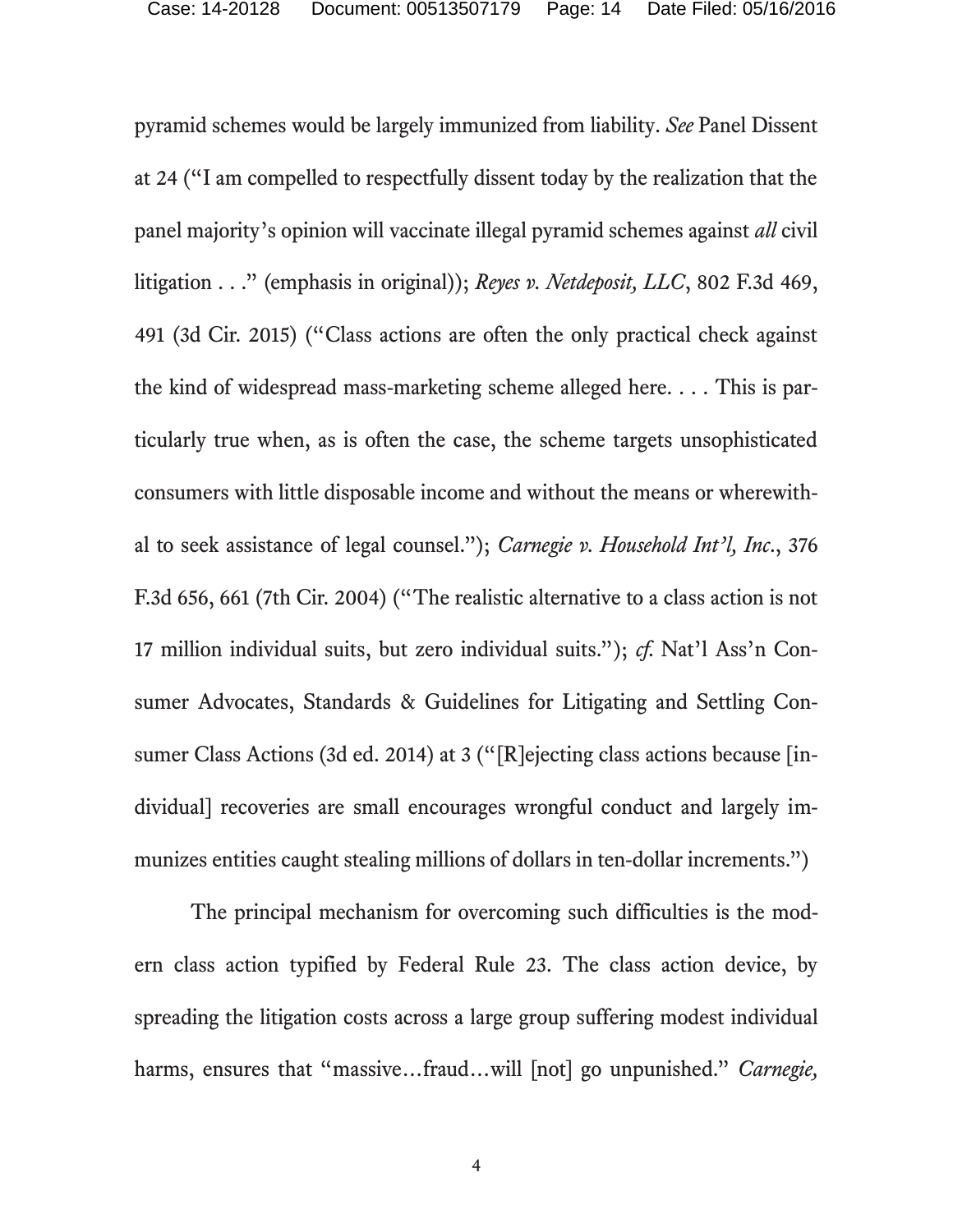pyramid schemes would be largely immunized from liability. *See* Panel Dissent at 24 ("I am compelled to respectfully dissent today by the realization that the panel majority's opinion will vaccinate illegal pyramid schemes against *all* civil litigation . . ." (emphasis in original)); *Reyes v. Netdeposit, LLC*, 802 F.3d 469, 491 (3d Cir. 2015) ("Class actions are often the only practical check against the kind of widespread mass-marketing scheme alleged here. . . . This is particularly true when, as is often the case, the scheme targets unsophisticated consumers with little disposable income and without the means or wherewithal to seek assistance of legal counsel."); *Carnegie v. Household Int'l, Inc.*, 376 F.3d 656, 661 (7th Cir. 2004) ("The realistic alternative to a class action is not 17 million individual suits, but zero individual suits."); *cf.* Nat'l Ass'n Consumer Advocates, Standards & Guidelines for Litigating and Settling Consumer Class Actions (3d ed. 2014) at 3 ("[R]ejecting class actions because [individual] recoveries are small encourages wrongful conduct and largely immunizes entities caught stealing millions of dollars in ten-dollar increments.")

The principal mechanism for overcoming such difficulties is the modern class action typified by Federal Rule 23. The class action device, by spreading the litigation costs across a large group suffering modest individual harms, ensures that "massive…fraud…will [not] go unpunished." *Carnegie,*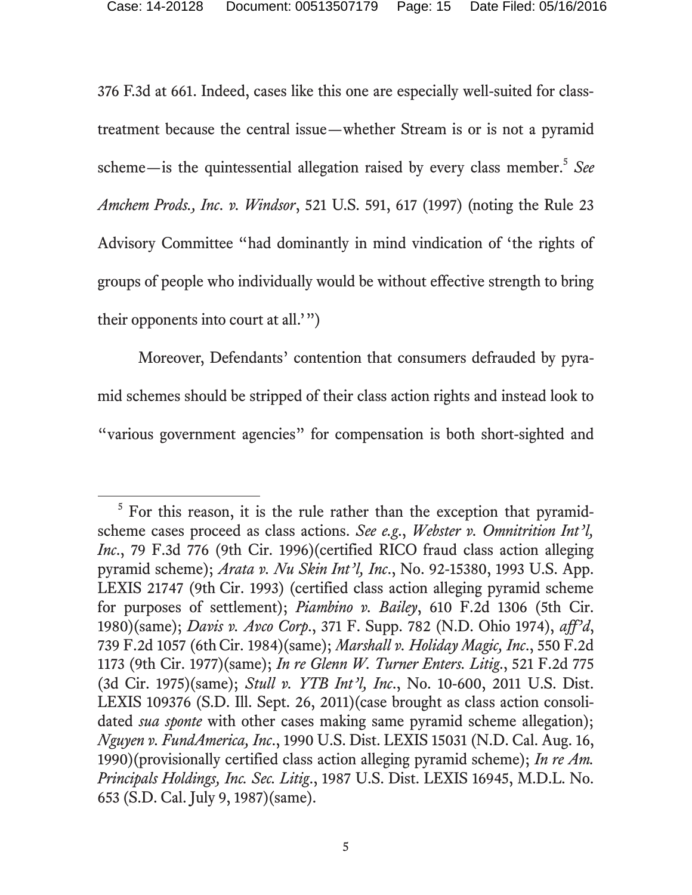376 F.3d at 661. Indeed, cases like this one are especially well-suited for class-treatment because the central issue—whether Stream is or is not a pyramid scheme—is the quintessential allegation raised by every class member.[5] *See Amchem Prods., Inc. v. Windsor*, 521 U.S. 591, 617 (1997) (noting the Rule 23 Advisory Committee "had dominantly in mind vindication of 'the rights of groups of people who individually would be without effective strength to bring their opponents into court at all.'")

Moreover, Defendants' contention that consumers defrauded by pyramid schemes should be stripped of their class action rights and instead look to "various government agencies" for compensation is both short-sighted and

---

[5] For this reason, it is the rule rather than the exception that pyramid-scheme cases proceed as class actions. *See e.g.*, *Webster v. Omnitrition Int'l, Inc.*, 79 F.3d 776 (9th Cir. 1996)(certified RICO fraud class action alleging pyramid scheme); *Arata v. Nu Skin Int'l, Inc.*, No. 92-15380, 1993 U.S. App. LEXIS 21747 (9th Cir. 1993) (certified class action alleging pyramid scheme for purposes of settlement); *Piambino v. Bailey*, 610 F.2d 1306 (5th Cir. 1980)(same); *Davis v. Avco Corp.*, 371 F. Supp. 782 (N.D. Ohio 1974), *aff'd*, 739 F.2d 1057 (6th Cir. 1984)(same); *Marshall v. Holiday Magic, Inc.*, 550 F.2d 1173 (9th Cir. 1977)(same); *In re Glenn W. Turner Enters. Litig.*, 521 F.2d 775 (3d Cir. 1975)(same); *Stull v. YTB Int'l, Inc.*, No. 10-600, 2011 U.S. Dist. LEXIS 109376 (S.D. Ill. Sept. 26, 2011)(case brought as class action consolidated *sua sponte* with other cases making same pyramid scheme allegation); *Nguyen v. FundAmerica, Inc.*, 1990 U.S. Dist. LEXIS 15031 (N.D. Cal. Aug. 16, 1990)(provisionally certified class action alleging pyramid scheme); *In re Am. Principals Holdings, Inc. Sec. Litig.*, 1987 U.S. Dist. LEXIS 16945, M.D.L. No. 653 (S.D. Cal. July 9, 1987)(same).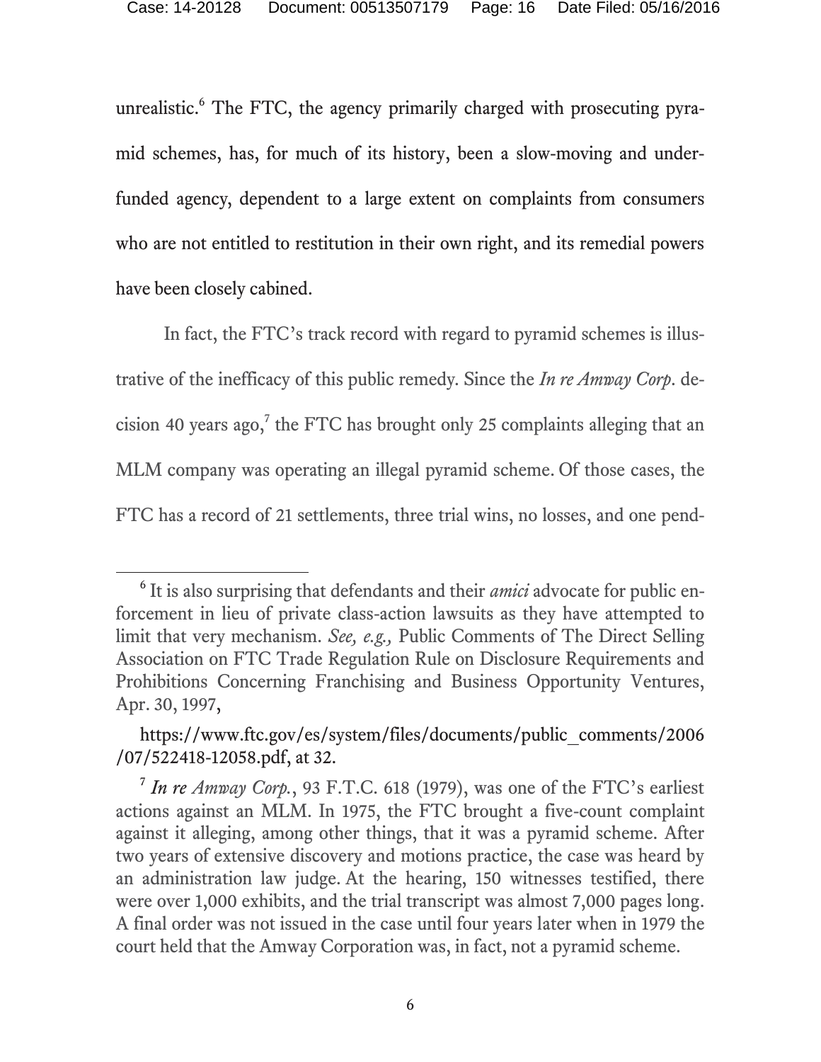unrealistic.[6] The FTC, the agency primarily charged with prosecuting pyramid schemes, has, for much of its history, been a slow-moving and underfunded agency, dependent to a large extent on complaints from consumers who are not entitled to restitution in their own right, and its remedial powers have been closely cabined.

In fact, the FTC's track record with regard to pyramid schemes is illustrative of the inefficacy of this public remedy. Since the *In re Amway Corp*. decision 40 years ago,[7] the FTC has brought only 25 complaints alleging that an MLM company was operating an illegal pyramid scheme. Of those cases, the FTC has a record of 21 settlements, three trial wins, no losses, and one pend-

---

[6] It is also surprising that defendants and their *amici* advocate for public enforcement in lieu of private class-action lawsuits as they have attempted to limit that very mechanism. *See, e.g.,* Public Comments of The Direct Selling Association on FTC Trade Regulation Rule on Disclosure Requirements and Prohibitions Concerning Franchising and Business Opportunity Ventures, Apr. 30, 1997,

https://www.ftc.gov/es/system/files/documents/public_comments/2006/07/522418-12058.pdf, at 32.

[7] *In re Amway Corp.*, 93 F.T.C. 618 (1979), was one of the FTC's earliest actions against an MLM. In 1975, the FTC brought a five-count complaint against it alleging, among other things, that it was a pyramid scheme. After two years of extensive discovery and motions practice, the case was heard by an administration law judge. At the hearing, 150 witnesses testified, there were over 1,000 exhibits, and the trial transcript was almost 7,000 pages long. A final order was not issued in the case until four years later when in 1979 the court held that the Amway Corporation was, in fact, not a pyramid scheme.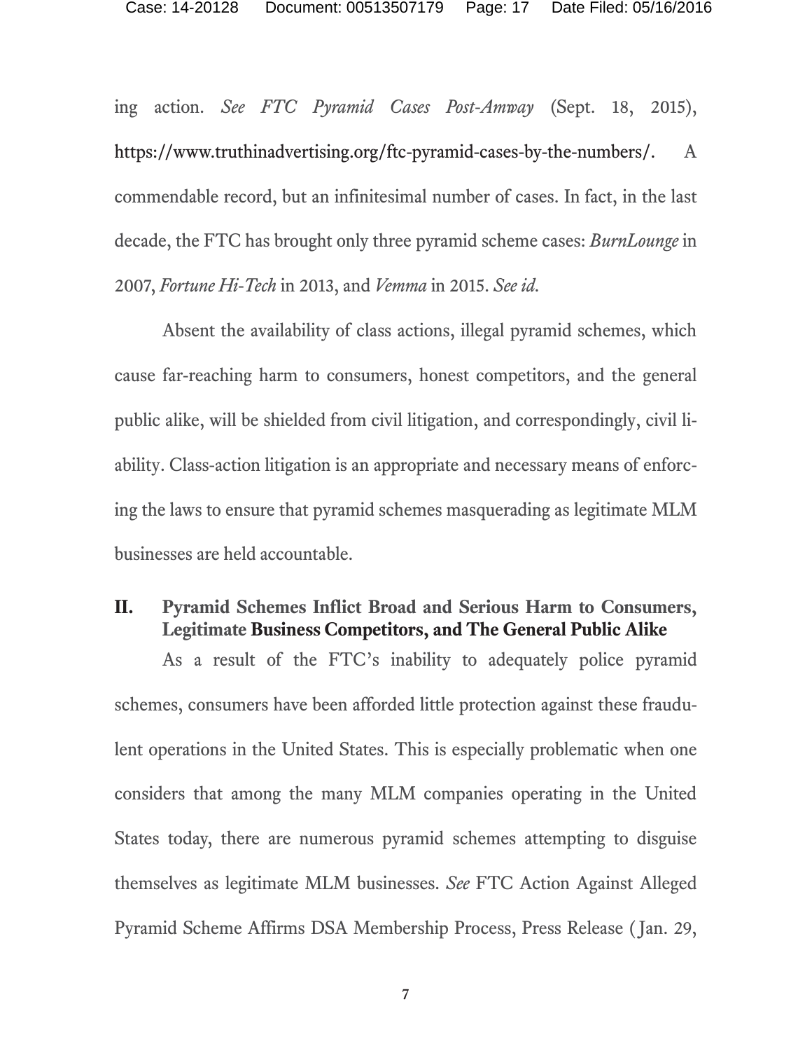ing action. *See FTC Pyramid Cases Post-Amway* (Sept. 18, 2015), https://www.truthinadvertising.org/ftc-pyramid-cases-by-the-numbers/. A commendable record, but an infinitesimal number of cases. In fact, in the last decade, the FTC has brought only three pyramid scheme cases: *BurnLounge* in 2007, *Fortune Hi-Tech* in 2013, and *Vemma* in 2015. *See id.*

Absent the availability of class actions, illegal pyramid schemes, which cause far-reaching harm to consumers, honest competitors, and the general public alike, will be shielded from civil litigation, and correspondingly, civil liability. Class-action litigation is an appropriate and necessary means of enforcing the laws to ensure that pyramid schemes masquerading as legitimate MLM businesses are held accountable.

## II. Pyramid Schemes Inflict Broad and Serious Harm to Consumers, Legitimate Business Competitors, and The General Public Alike

As a result of the FTC's inability to adequately police pyramid schemes, consumers have been afforded little protection against these fraudulent operations in the United States. This is especially problematic when one considers that among the many MLM companies operating in the United States today, there are numerous pyramid schemes attempting to disguise themselves as legitimate MLM businesses. *See* FTC Action Against Alleged Pyramid Scheme Affirms DSA Membership Process, Press Release (Jan. 29,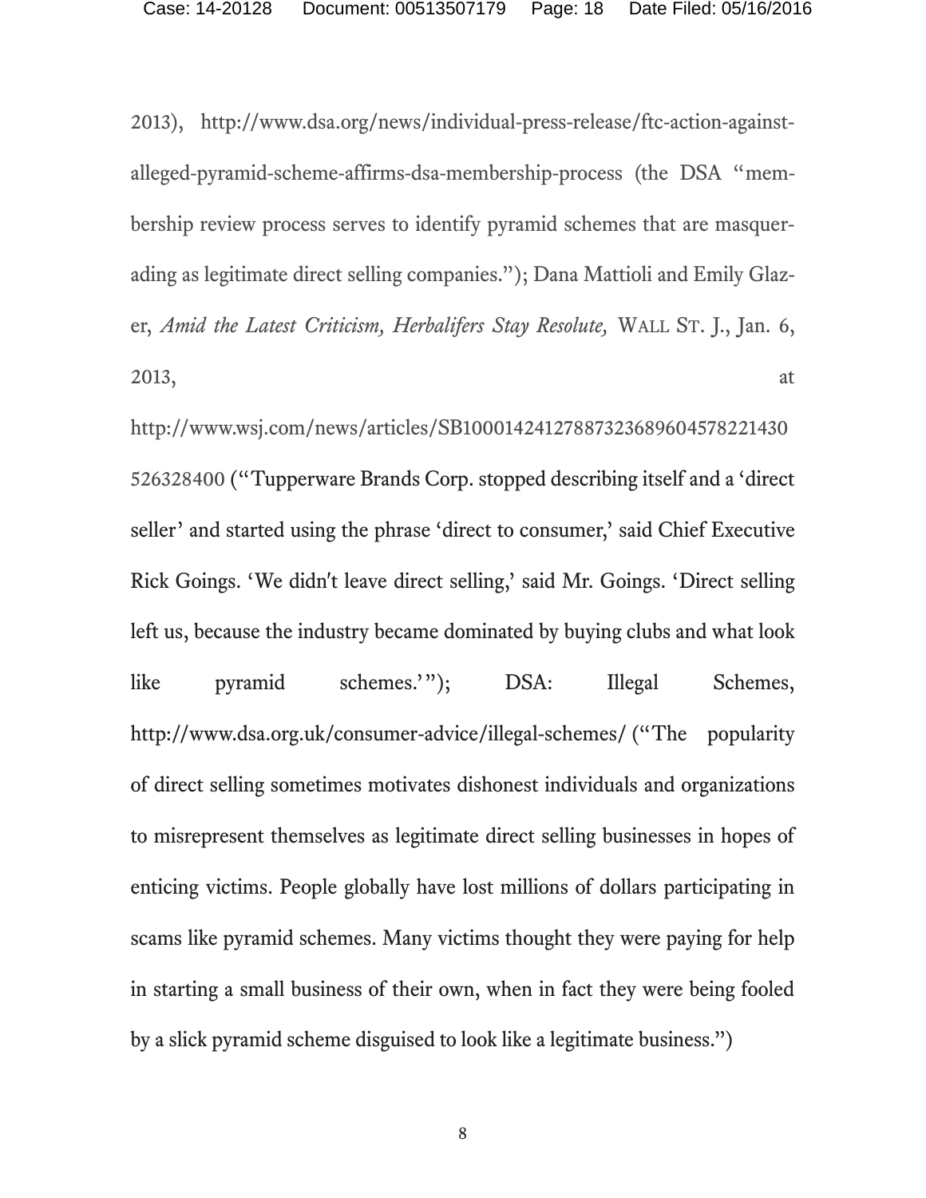2013), http://www.dsa.org/news/individual-press-release/ftc-action-against-alleged-pyramid-scheme-affirms-dsa-membership-process (the DSA "membership review process serves to identify pyramid schemes that are masquerading as legitimate direct selling companies."); Dana Mattioli and Emily Glazer, *Amid the Latest Criticism, Herbalifers Stay Resolute,* WALL ST. J., Jan. 6, 2013, at http://www.wsj.com/news/articles/SB10001424127887323689604578221430526328400 ("Tupperware Brands Corp. stopped describing itself and a 'direct seller' and started using the phrase 'direct to consumer,' said Chief Executive Rick Goings. 'We didn't leave direct selling,' said Mr. Goings. 'Direct selling left us, because the industry became dominated by buying clubs and what look like pyramid schemes.'"); DSA: Illegal Schemes, http://www.dsa.org.uk/consumer-advice/illegal-schemes/ ("The popularity of direct selling sometimes motivates dishonest individuals and organizations to misrepresent themselves as legitimate direct selling businesses in hopes of enticing victims. People globally have lost millions of dollars participating in scams like pyramid schemes. Many victims thought they were paying for help in starting a small business of their own, when in fact they were being fooled by a slick pyramid scheme disguised to look like a legitimate business.")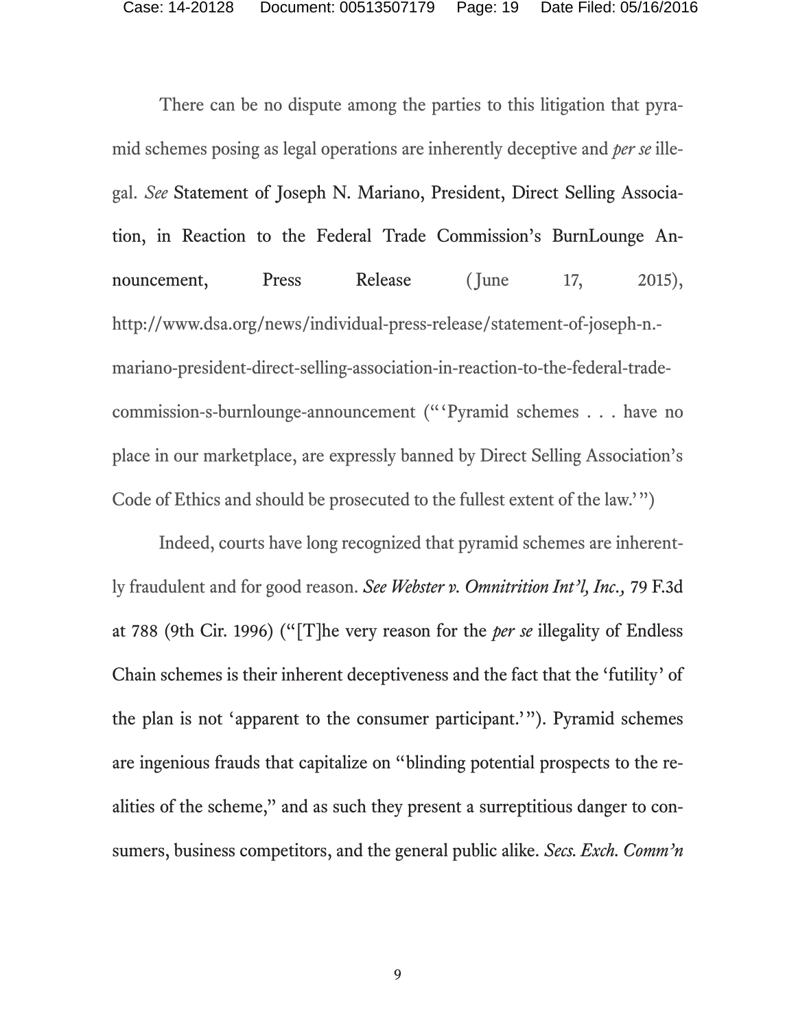There can be no dispute among the parties to this litigation that pyramid schemes posing as legal operations are inherently deceptive and *per se* illegal. *See* Statement of Joseph N. Mariano, President, Direct Selling Association, in Reaction to the Federal Trade Commission's BurnLounge Announcement, Press Release (June 17, 2015), http://www.dsa.org/news/individual-press-release/statement-of-joseph-n.-mariano-president-direct-selling-association-in-reaction-to-the-federal-trade-commission-s-burnlounge-announcement ("'Pyramid schemes . . . have no place in our marketplace, are expressly banned by Direct Selling Association's Code of Ethics and should be prosecuted to the fullest extent of the law.'")

Indeed, courts have long recognized that pyramid schemes are inherently fraudulent and for good reason. *See Webster v. Omnitrition Int'l, Inc.,* 79 F.3d at 788 (9th Cir. 1996) ("[T]he very reason for the *per se* illegality of Endless Chain schemes is their inherent deceptiveness and the fact that the 'futility' of the plan is not 'apparent to the consumer participant.'"). Pyramid schemes are ingenious frauds that capitalize on "blinding potential prospects to the realities of the scheme," and as such they present a surreptitious danger to consumers, business competitors, and the general public alike. *Secs. Exch. Comm'n*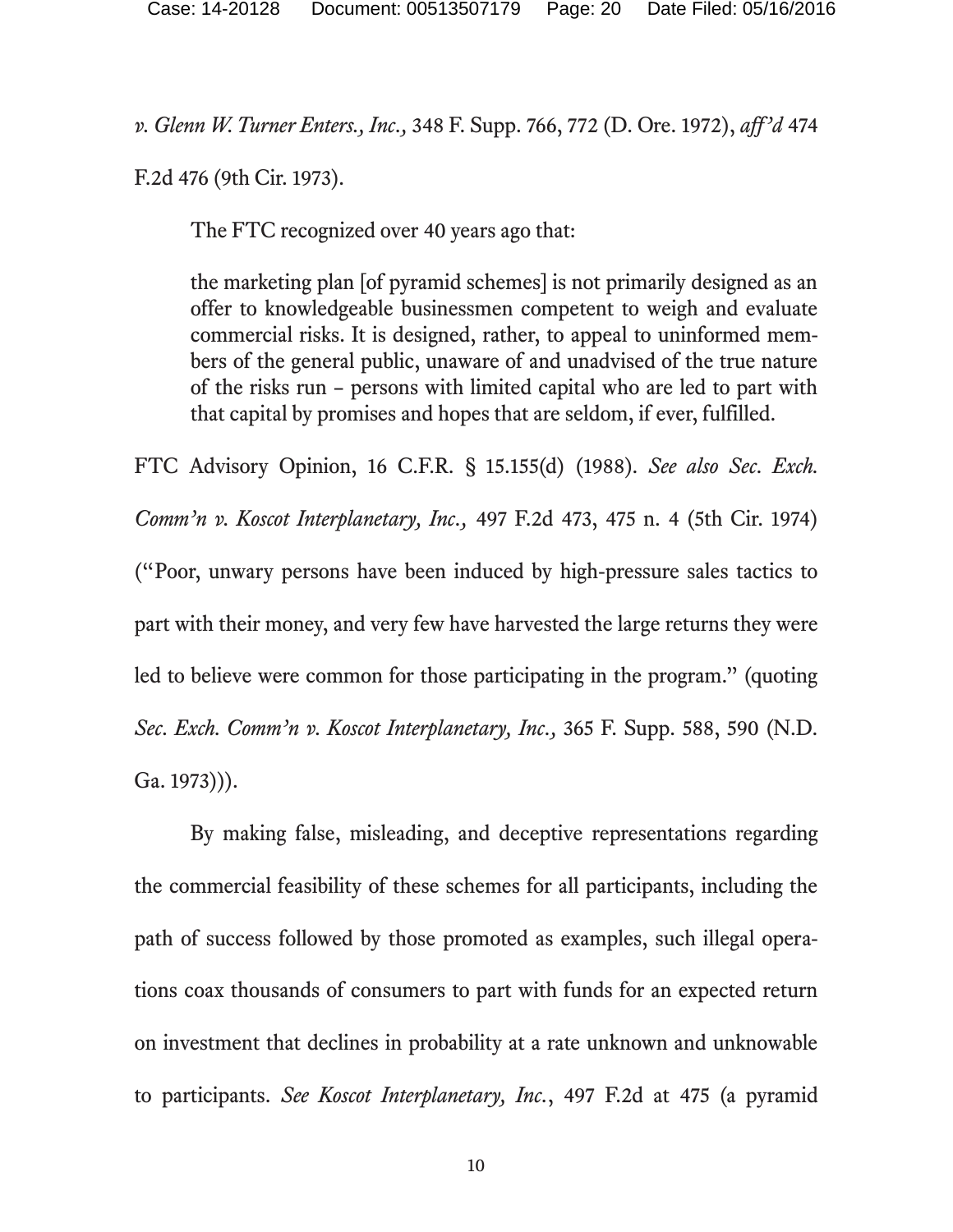*v. Glenn W. Turner Enters., Inc.,* 348 F. Supp. 766, 772 (D. Ore. 1972), *aff'd* 474 F.2d 476 (9th Cir. 1973).

The FTC recognized over 40 years ago that:

> the marketing plan [of pyramid schemes] is not primarily designed as an offer to knowledgeable businessmen competent to weigh and evaluate commercial risks. It is designed, rather, to appeal to uninformed members of the general public, unaware of and unadvised of the true nature of the risks run – persons with limited capital who are led to part with that capital by promises and hopes that are seldom, if ever, fulfilled.

FTC Advisory Opinion, 16 C.F.R. § 15.155(d) (1988). *See also Sec. Exch. Comm'n v. Koscot Interplanetary, Inc.,* 497 F.2d 473, 475 n. 4 (5th Cir. 1974) ("Poor, unwary persons have been induced by high-pressure sales tactics to part with their money, and very few have harvested the large returns they were led to believe were common for those participating in the program." (quoting *Sec. Exch. Comm'n v. Koscot Interplanetary, Inc.,* 365 F. Supp. 588, 590 (N.D. Ga. 1973))).

By making false, misleading, and deceptive representations regarding the commercial feasibility of these schemes for all participants, including the path of success followed by those promoted as examples, such illegal operations coax thousands of consumers to part with funds for an expected return on investment that declines in probability at a rate unknown and unknowable to participants. *See Koscot Interplanetary, Inc.*, 497 F.2d at 475 (a pyramid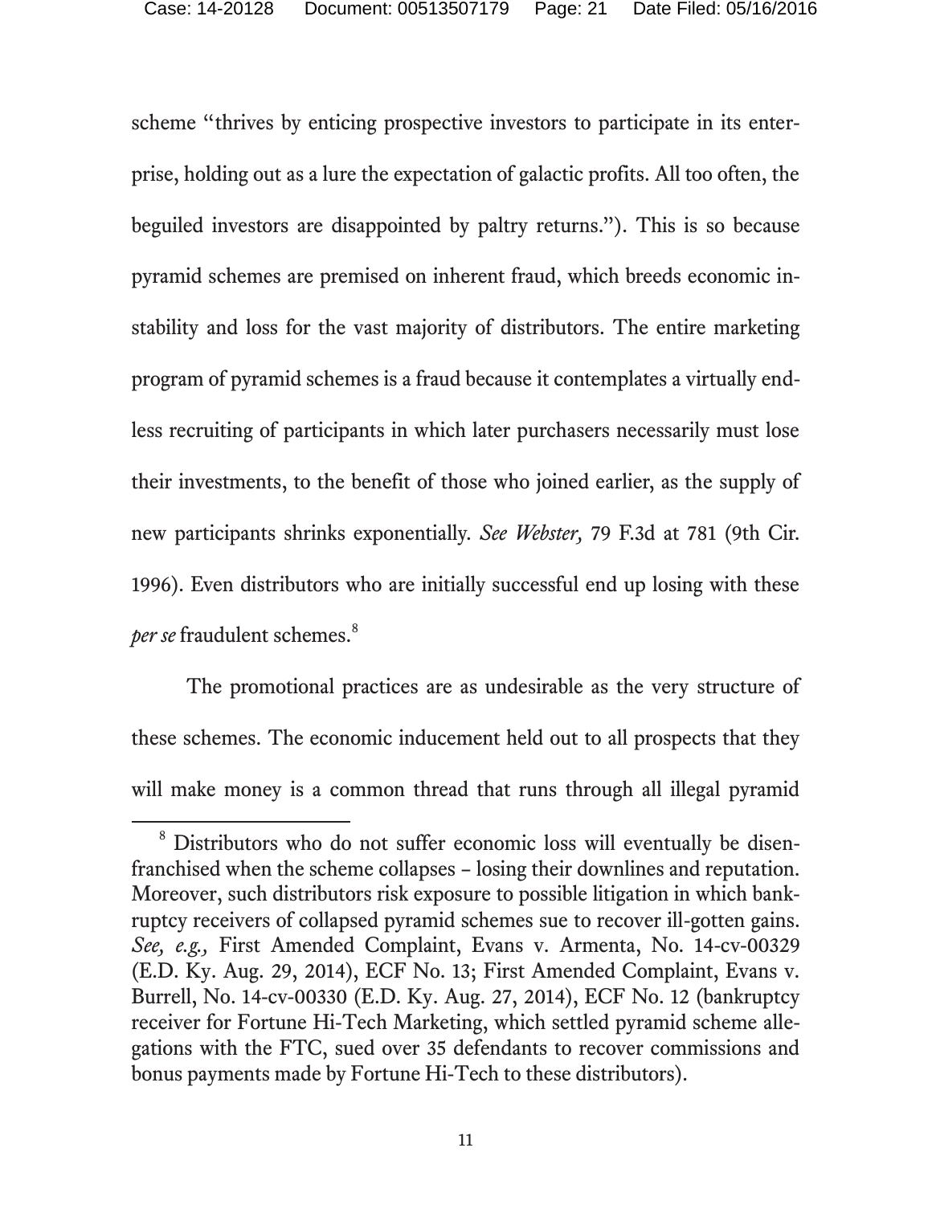scheme "thrives by enticing prospective investors to participate in its enterprise, holding out as a lure the expectation of galactic profits. All too often, the beguiled investors are disappointed by paltry returns."). This is so because pyramid schemes are premised on inherent fraud, which breeds economic instability and loss for the vast majority of distributors. The entire marketing program of pyramid schemes is a fraud because it contemplates a virtually endless recruiting of participants in which later purchasers necessarily must lose their investments, to the benefit of those who joined earlier, as the supply of new participants shrinks exponentially. *See Webster,* 79 F.3d at 781 (9th Cir. 1996). Even distributors who are initially successful end up losing with these *per se* fraudulent schemes.[8]

The promotional practices are as undesirable as the very structure of these schemes. The economic inducement held out to all prospects that they will make money is a common thread that runs through all illegal pyramid

[8] Distributors who do not suffer economic loss will eventually be disenfranchised when the scheme collapses – losing their downlines and reputation. Moreover, such distributors risk exposure to possible litigation in which bankruptcy receivers of collapsed pyramid schemes sue to recover ill-gotten gains. *See, e.g.,* First Amended Complaint, Evans v. Armenta, No. 14-cv-00329 (E.D. Ky. Aug. 29, 2014), ECF No. 13; First Amended Complaint, Evans v. Burrell, No. 14-cv-00330 (E.D. Ky. Aug. 27, 2014), ECF No. 12 (bankruptcy receiver for Fortune Hi-Tech Marketing, which settled pyramid scheme allegations with the FTC, sued over 35 defendants to recover commissions and bonus payments made by Fortune Hi-Tech to these distributors).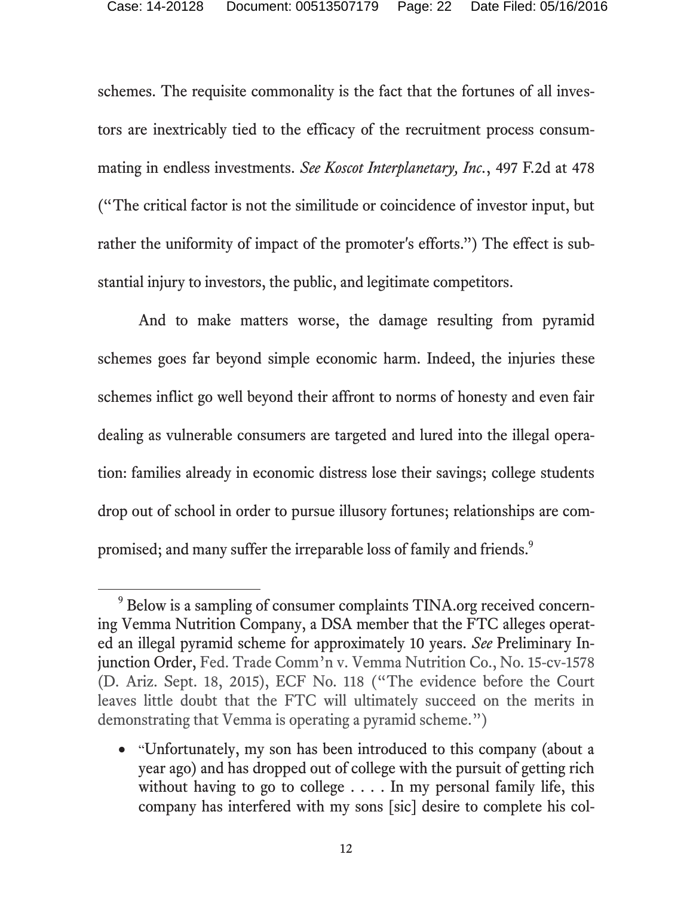schemes. The requisite commonality is the fact that the fortunes of all investors are inextricably tied to the efficacy of the recruitment process consummating in endless investments. *See Koscot Interplanetary, Inc.*, 497 F.2d at 478 ("The critical factor is not the similitude or coincidence of investor input, but rather the uniformity of impact of the promoter's efforts.") The effect is substantial injury to investors, the public, and legitimate competitors.

And to make matters worse, the damage resulting from pyramid schemes goes far beyond simple economic harm. Indeed, the injuries these schemes inflict go well beyond their affront to norms of honesty and even fair dealing as vulnerable consumers are targeted and lured into the illegal operation: families already in economic distress lose their savings; college students drop out of school in order to pursue illusory fortunes; relationships are compromised; and many suffer the irreparable loss of family and friends.[9]

[9] Below is a sampling of consumer complaints TINA.org received concerning Vemma Nutrition Company, a DSA member that the FTC alleges operated an illegal pyramid scheme for approximately 10 years. *See* Preliminary Injunction Order, Fed. Trade Comm'n v. Vemma Nutrition Co., No. 15-cv-1578 (D. Ariz. Sept. 18, 2015), ECF No. 118 ("The evidence before the Court leaves little doubt that the FTC will ultimately succeed on the merits in demonstrating that Vemma is operating a pyramid scheme.")

- "Unfortunately, my son has been introduced to this company (about a year ago) and has dropped out of college with the pursuit of getting rich without having to go to college . . . . In my personal family life, this company has interfered with my sons [sic] desire to complete his col-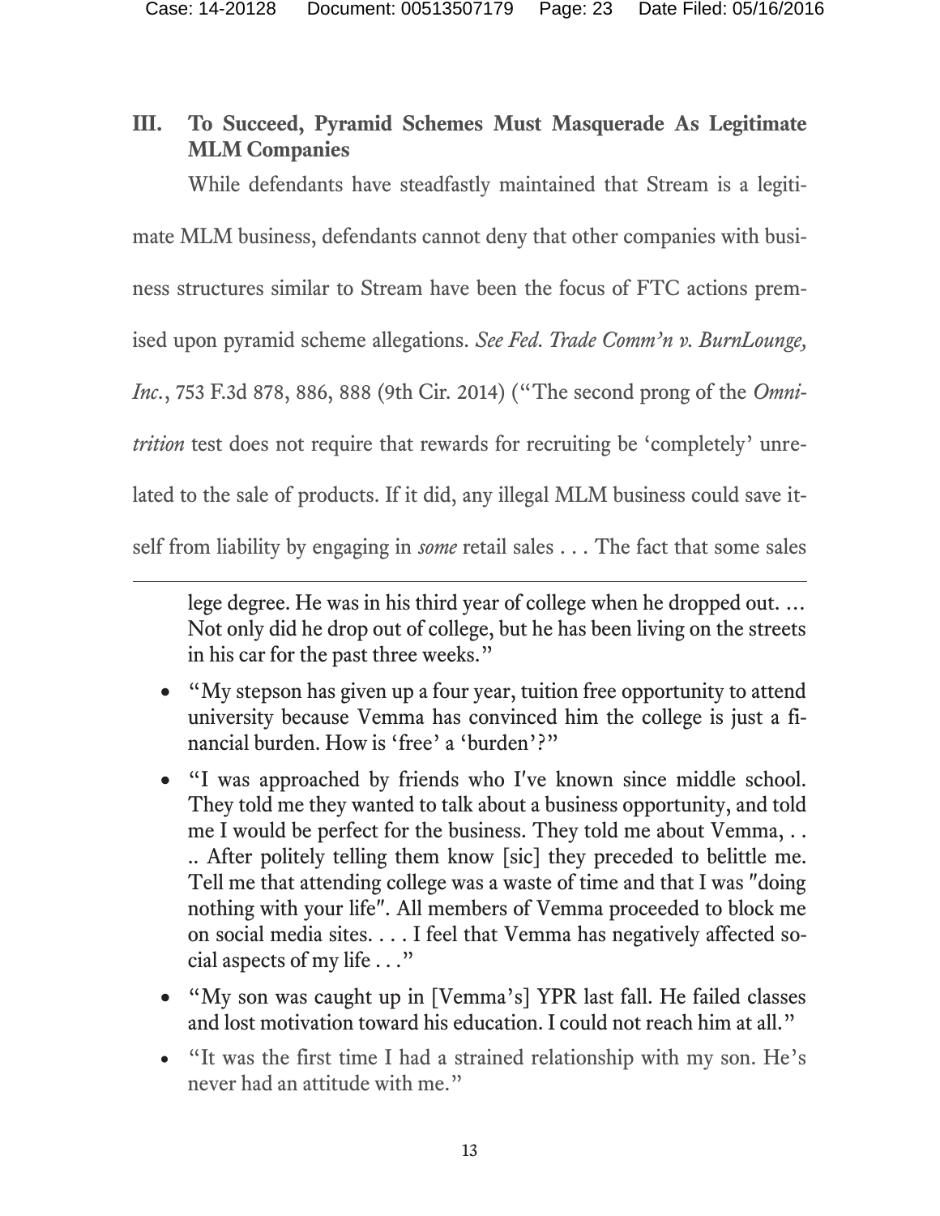## III. To Succeed, Pyramid Schemes Must Masquerade As Legitimate MLM Companies

While defendants have steadfastly maintained that Stream is a legitimate MLM business, defendants cannot deny that other companies with business structures similar to Stream have been the focus of FTC actions premised upon pyramid scheme allegations. *See Fed. Trade Comm'n v. BurnLounge, Inc.*, 753 F.3d 878, 886, 888 (9th Cir. 2014) ("The second prong of the *Omnitrition* test does not require that rewards for recruiting be 'completely' unrelated to the sale of products. If it did, any illegal MLM business could save itself from liability by engaging in *some* retail sales . . . The fact that some sales

---

lege degree. He was in his third year of college when he dropped out. … Not only did he drop out of college, but he has been living on the streets in his car for the past three weeks."

- "My stepson has given up a four year, tuition free opportunity to attend university because Vemma has convinced him the college is just a financial burden. How is 'free' a 'burden'?"
- "I was approached by friends who I've known since middle school. They told me they wanted to talk about a business opportunity, and told me I would be perfect for the business. They told me about Vemma, . . .. After politely telling them know [sic] they preceded to belittle me. Tell me that attending college was a waste of time and that I was "doing nothing with your life". All members of Vemma proceeded to block me on social media sites. . . . I feel that Vemma has negatively affected social aspects of my life . . ."
- "My son was caught up in [Vemma's] YPR last fall. He failed classes and lost motivation toward his education. I could not reach him at all."
- "It was the first time I had a strained relationship with my son. He's never had an attitude with me."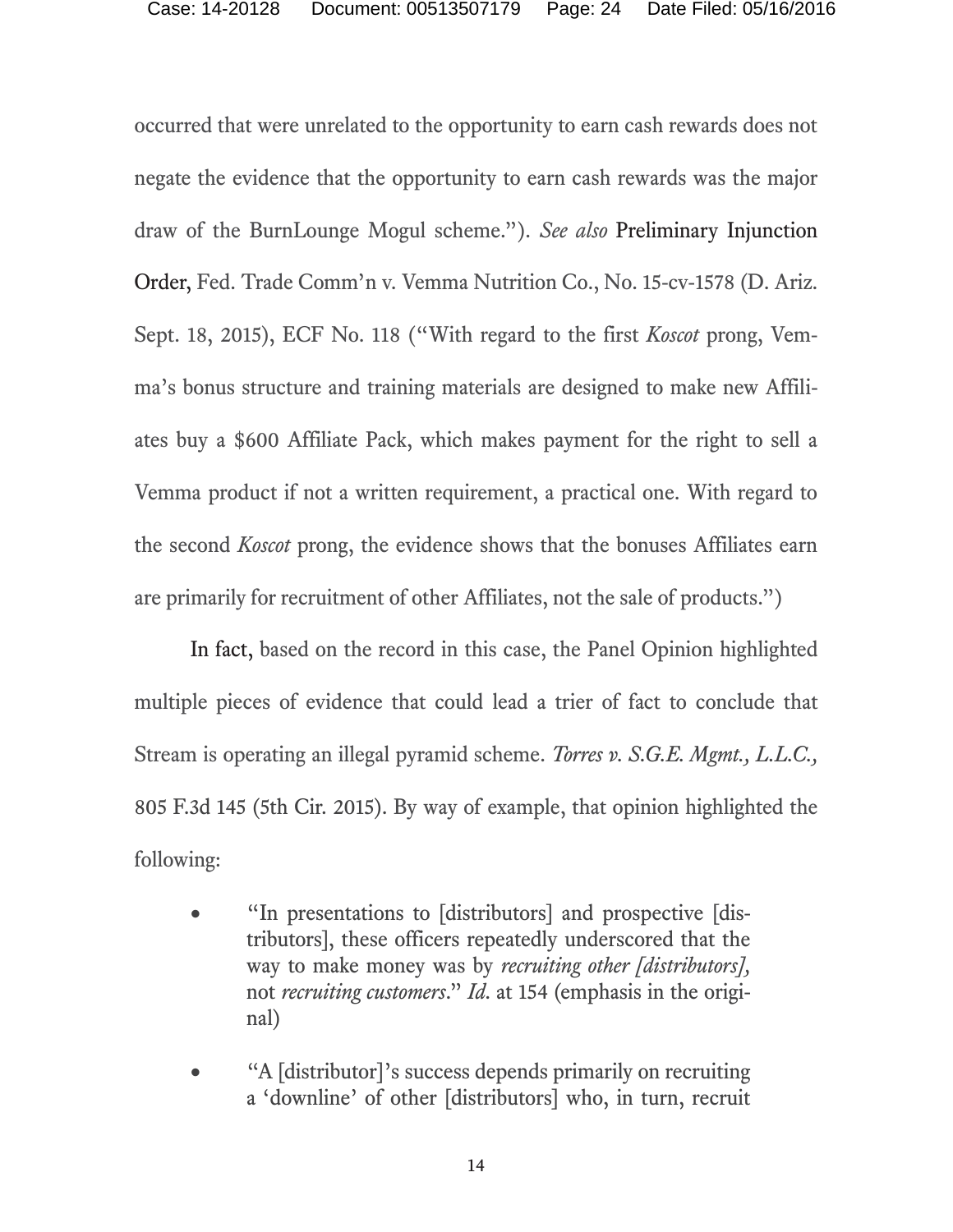occurred that were unrelated to the opportunity to earn cash rewards does not negate the evidence that the opportunity to earn cash rewards was the major draw of the BurnLounge Mogul scheme."). *See also* Preliminary Injunction Order, Fed. Trade Comm'n v. Vemma Nutrition Co., No. 15-cv-1578 (D. Ariz. Sept. 18, 2015), ECF No. 118 ("With regard to the first *Koscot* prong, Vemma's bonus structure and training materials are designed to make new Affiliates buy a $600 Affiliate Pack, which makes payment for the right to sell a Vemma product if not a written requirement, a practical one. With regard to the second *Koscot* prong, the evidence shows that the bonuses Affiliates earn are primarily for recruitment of other Affiliates, not the sale of products.")

In fact, based on the record in this case, the Panel Opinion highlighted multiple pieces of evidence that could lead a trier of fact to conclude that Stream is operating an illegal pyramid scheme. *Torres v. S.G.E. Mgmt., L.L.C.,* 805 F.3d 145 (5th Cir. 2015). By way of example, that opinion highlighted the following:

- "In presentations to [distributors] and prospective [distributors], these officers repeatedly underscored that the way to make money was by *recruiting other [distributors],* not *recruiting customers*." *Id*. at 154 (emphasis in the original)
- "A [distributor]'s success depends primarily on recruiting a 'downline' of other [distributors] who, in turn, recruit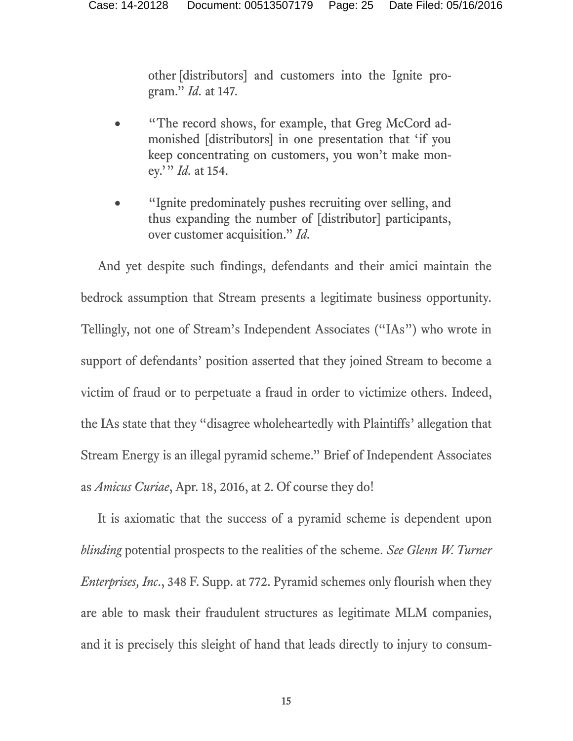other [distributors] and customers into the Ignite program." *Id.* at 147.

- "The record shows, for example, that Greg McCord admonished [distributors] in one presentation that 'if you keep concentrating on customers, you won't make money.'" *Id.* at 154.

- "Ignite predominately pushes recruiting over selling, and thus expanding the number of [distributor] participants, over customer acquisition." *Id.*

And yet despite such findings, defendants and their amici maintain the bedrock assumption that Stream presents a legitimate business opportunity. Tellingly, not one of Stream's Independent Associates ("IAs") who wrote in support of defendants' position asserted that they joined Stream to become a victim of fraud or to perpetuate a fraud in order to victimize others. Indeed, the IAs state that they "disagree wholeheartedly with Plaintiffs' allegation that Stream Energy is an illegal pyramid scheme." Brief of Independent Associates as *Amicus Curiae*, Apr. 18, 2016, at 2. Of course they do!

It is axiomatic that the success of a pyramid scheme is dependent upon *blinding* potential prospects to the realities of the scheme. *See Glenn W. Turner Enterprises, Inc.*, 348 F. Supp. at 772. Pyramid schemes only flourish when they are able to mask their fraudulent structures as legitimate MLM companies, and it is precisely this sleight of hand that leads directly to injury to consum-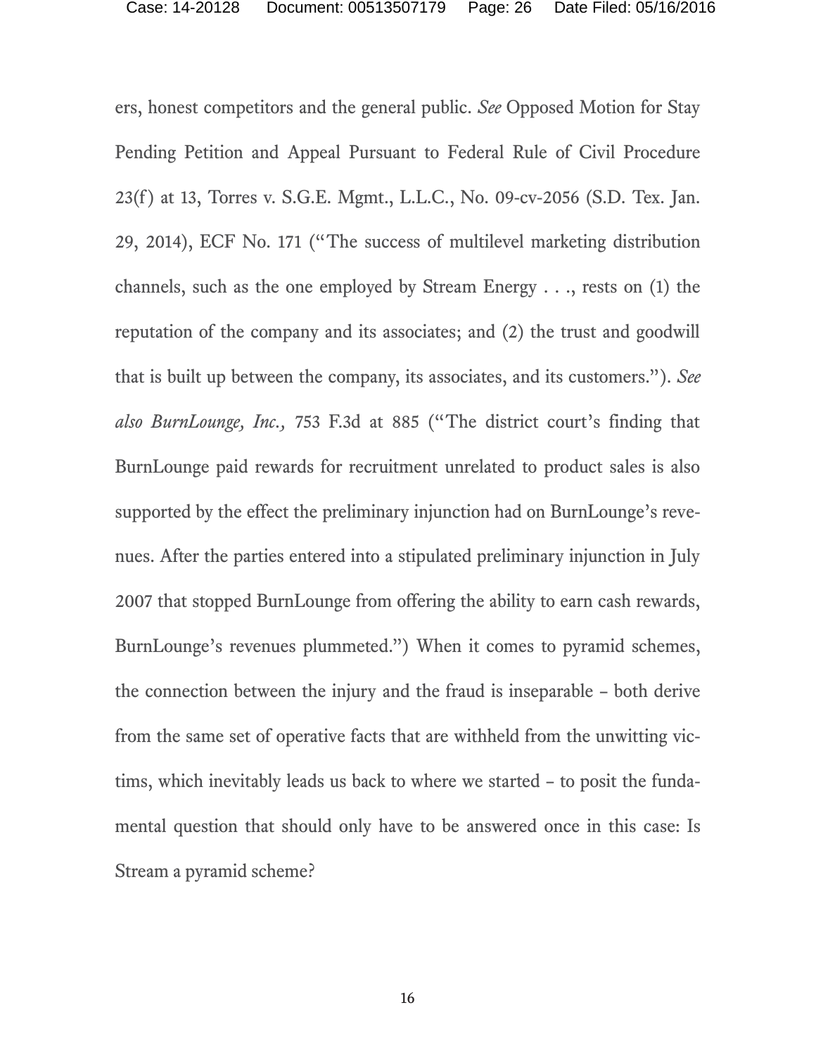ers, honest competitors and the general public. *See* Opposed Motion for Stay Pending Petition and Appeal Pursuant to Federal Rule of Civil Procedure 23(f) at 13, Torres v. S.G.E. Mgmt., L.L.C., No. 09-cv-2056 (S.D. Tex. Jan. 29, 2014), ECF No. 171 ("The success of multilevel marketing distribution channels, such as the one employed by Stream Energy . . ., rests on (1) the reputation of the company and its associates; and (2) the trust and goodwill that is built up between the company, its associates, and its customers."). *See also BurnLounge, Inc.,* 753 F.3d at 885 ("The district court's finding that BurnLounge paid rewards for recruitment unrelated to product sales is also supported by the effect the preliminary injunction had on BurnLounge's revenues. After the parties entered into a stipulated preliminary injunction in July 2007 that stopped BurnLounge from offering the ability to earn cash rewards, BurnLounge's revenues plummeted.") When it comes to pyramid schemes, the connection between the injury and the fraud is inseparable – both derive from the same set of operative facts that are withheld from the unwitting victims, which inevitably leads us back to where we started – to posit the fundamental question that should only have to be answered once in this case: Is Stream a pyramid scheme?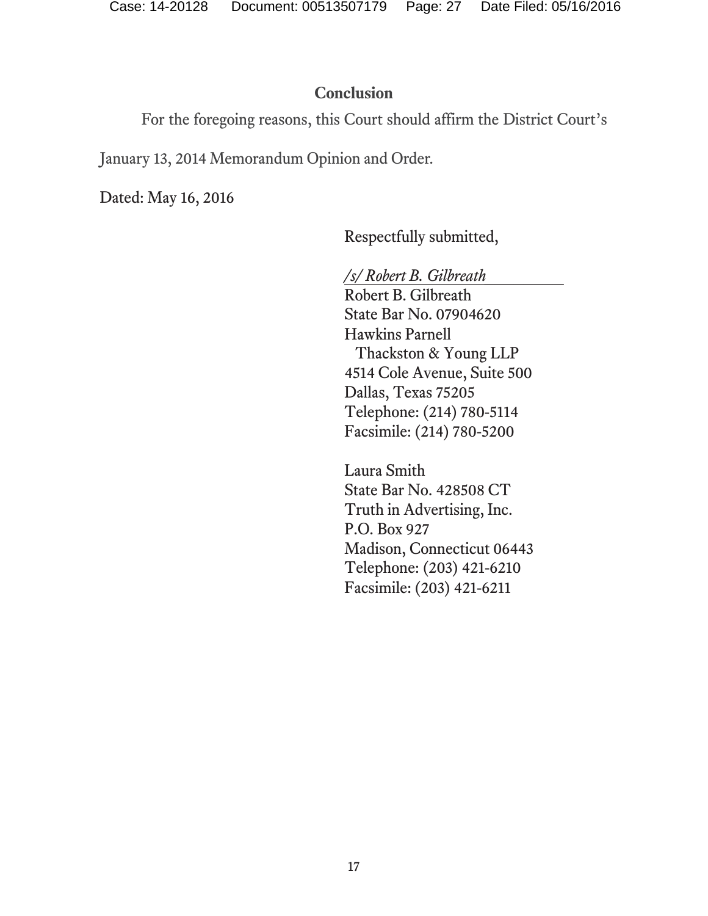## Conclusion

For the foregoing reasons, this Court should affirm the District Court's January 13, 2014 Memorandum Opinion and Order.

Dated: May 16, 2016

Respectfully submitted,

*/s/ Robert B. Gilbreath*
Robert B. Gilbreath
State Bar No. 07904620
Hawkins Parnell
Thackston & Young LLP
4514 Cole Avenue, Suite 500
Dallas, Texas 75205
Telephone: (214) 780-5114
Facsimile: (214) 780-5200

Laura Smith
State Bar No. 428508 CT
Truth in Advertising, Inc.
P.O. Box 927
Madison, Connecticut 06443
Telephone: (203) 421-6210
Facsimile: (203) 421-6211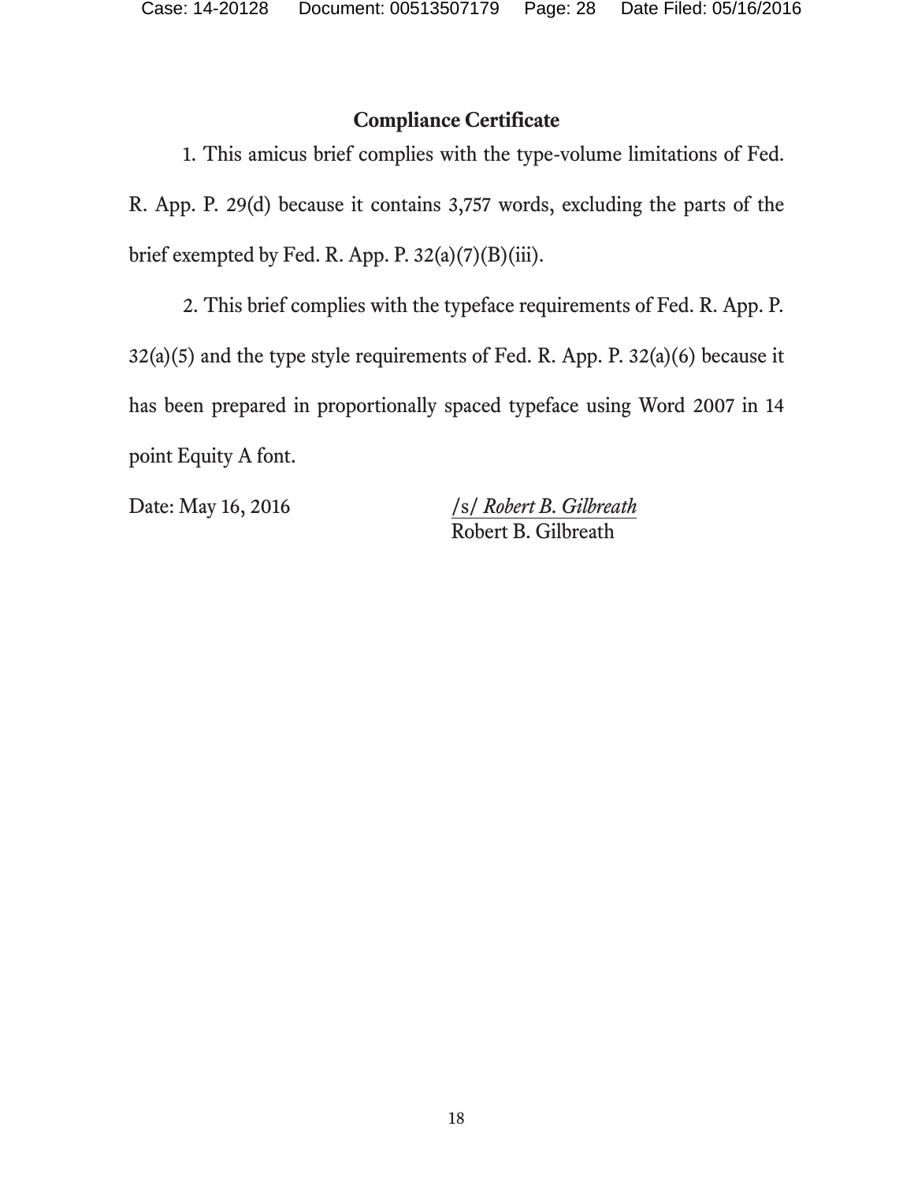## Compliance Certificate

1. This amicus brief complies with the type-volume limitations of Fed. R. App. P. 29(d) because it contains 3,757 words, excluding the parts of the brief exempted by Fed. R. App. P. 32(a)(7)(B)(iii).

2. This brief complies with the typeface requirements of Fed. R. App. P. 32(a)(5) and the type style requirements of Fed. R. App. P. 32(a)(6) because it has been prepared in proportionally spaced typeface using Word 2007 in 14 point Equity A font.

Date: May 16, 2016

/s/ *Robert B. Gilbreath*
Robert B. Gilbreath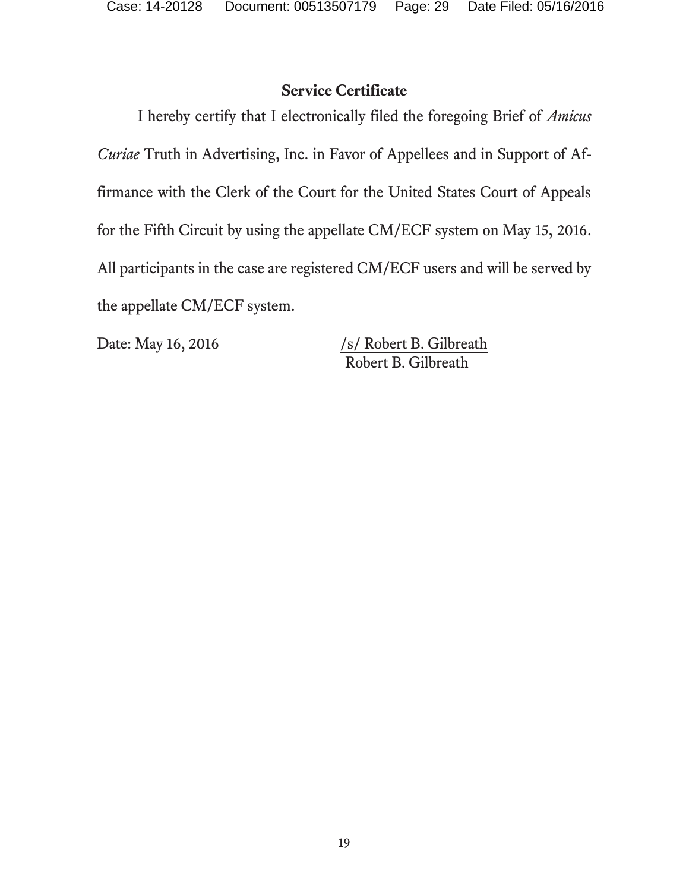## Service Certificate

I hereby certify that I electronically filed the foregoing Brief of *Amicus Curiae* Truth in Advertising, Inc. in Favor of Appellees and in Support of Affirmance with the Clerk of the Court for the United States Court of Appeals for the Fifth Circuit by using the appellate CM/ECF system on May 15, 2016. All participants in the case are registered CM/ECF users and will be served by the appellate CM/ECF system.

Date: May 16, 2016

/s/ Robert B. Gilbreath
Robert B. Gilbreath